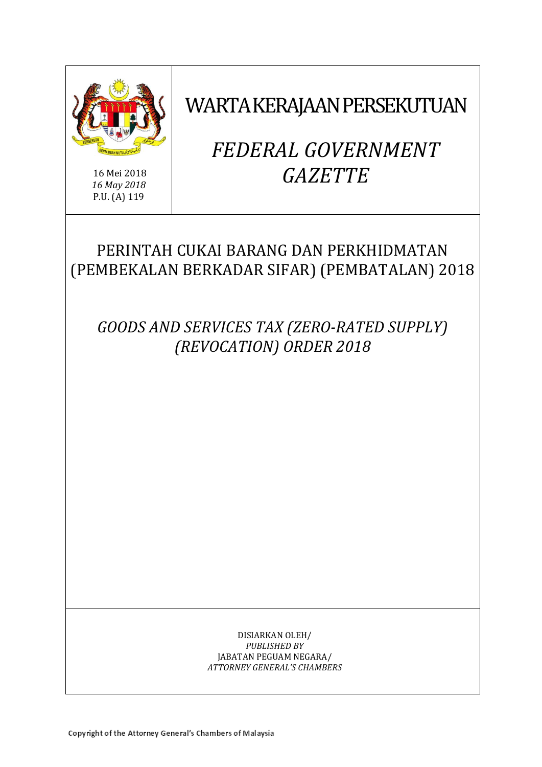16 Mei 2018
*16 May 2018*
P.U. (A) 119

# WARTA KERAJAAN PERSEKUTUAN

# *FEDERAL GOVERNMENT GAZETTE*

## PERINTAH CUKAI BARANG DAN PERKHIDMATAN (PEMBEKALAN BERKADAR SIFAR) (PEMBATALAN) 2018

## *GOODS AND SERVICES TAX (ZERO-RATED SUPPLY) (REVOCATION) ORDER 2018*

DISIARKAN OLEH/
*PUBLISHED BY*
JABATAN PEGUAM NEGARA/
*ATTORNEY GENERAL'S CHAMBERS*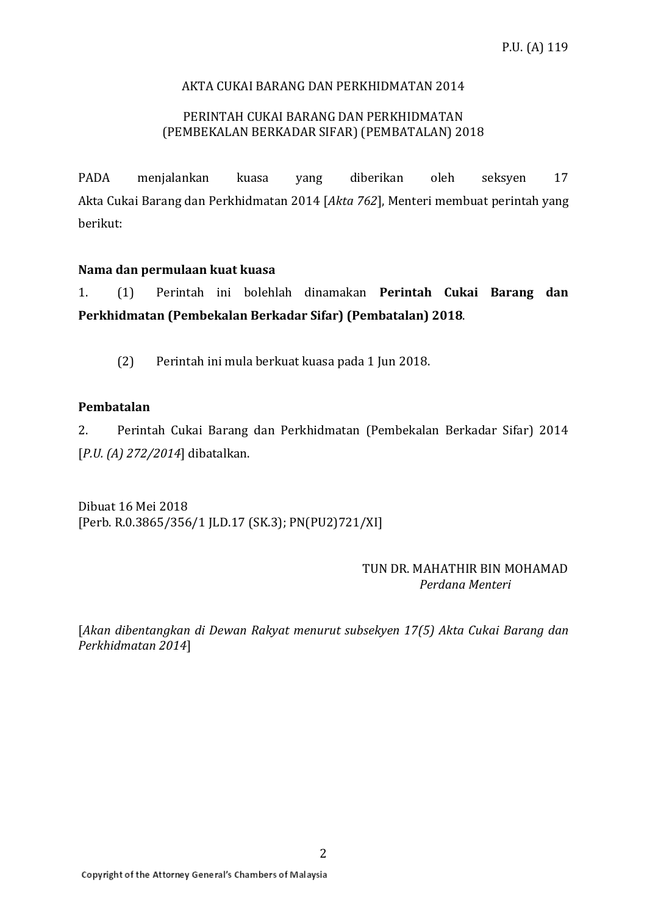P.U. (A) 119

AKTA CUKAI BARANG DAN PERKHIDMATAN 2014

PERINTAH CUKAI BARANG DAN PERKHIDMATAN
(PEMBEKALAN BERKADAR SIFAR) (PEMBATALAN) 2018

PADA menjalankan kuasa yang diberikan oleh seksyen 17 Akta Cukai Barang dan Perkhidmatan 2014 [*Akta 762*], Menteri membuat perintah yang berikut:

**Nama dan permulaan kuat kuasa**

1. (1) Perintah ini bolehlah dinamakan **Perintah Cukai Barang dan Perkhidmatan (Pembekalan Berkadar Sifar) (Pembatalan) 2018**.

(2) Perintah ini mula berkuat kuasa pada 1 Jun 2018.

**Pembatalan**

2. Perintah Cukai Barang dan Perkhidmatan (Pembekalan Berkadar Sifar) 2014 [*P.U. (A) 272/2014*] dibatalkan.

Dibuat 16 Mei 2018
[Perb. R.0.3865/356/1 JLD.17 (SK.3); PN(PU2)721/XI]

TUN DR. MAHATHIR BIN MOHAMAD
*Perdana Menteri*

[*Akan dibentangkan di Dewan Rakyat menurut subseksyen 17(5) Akta Cukai Barang dan Perkhidmatan 2014*]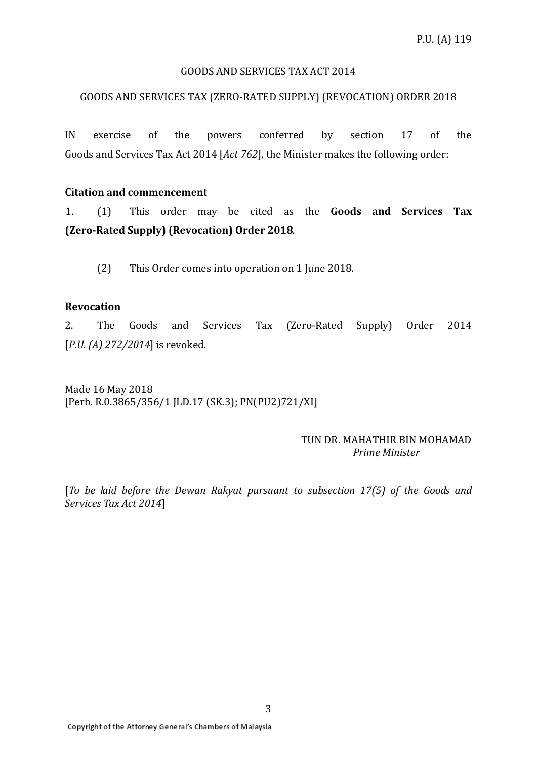P.U. (A) 119

GOODS AND SERVICES TAX ACT 2014

GOODS AND SERVICES TAX (ZERO-RATED SUPPLY) (REVOCATION) ORDER 2018

IN exercise of the powers conferred by section 17 of the Goods and Services Tax Act 2014 [*Act 762*], the Minister makes the following order:

**Citation and commencement**

1. (1) This order may be cited as the **Goods and Services Tax (Zero-Rated Supply) (Revocation) Order 2018**.

(2) This Order comes into operation on 1 June 2018.

**Revocation**

2. The Goods and Services Tax (Zero-Rated Supply) Order 2014 [*P.U. (A) 272/2014*] is revoked.

Made 16 May 2018
[Perb. R.0.3865/356/1 JLD.17 (SK.3); PN(PU2)721/XI]

TUN DR. MAHATHIR BIN MOHAMAD
*Prime Minister*

[*To be laid before the Dewan Rakyat pursuant to subsection 17(5) of the Goods and Services Tax Act 2014*]

Copyright of the Attorney General's Chambers of Malaysia